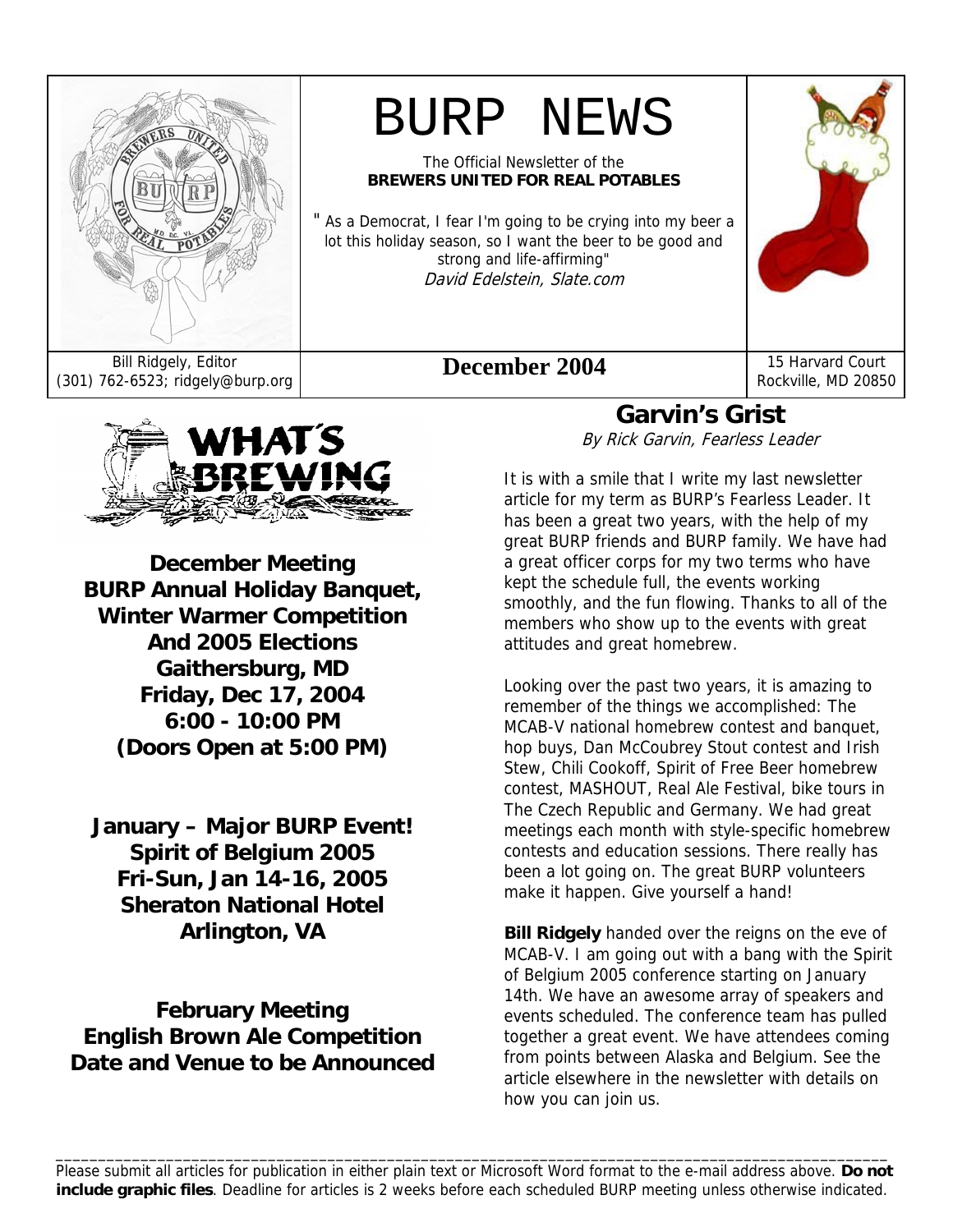# BURP NEWS

The Official Newsletter of the
**BREWERS UNITED FOR REAL POTABLES**

" As a Democrat, I fear I'm going to be crying into my beer a lot this holiday season, so I want the beer to be good and strong and life-affirming"
*David Edelstein, Slate.com*

Bill Ridgely, Editor
(301) 762-6523; ridgely@burp.org

**December 2004**

15 Harvard Court
Rockville, MD 20850

## WHAT'S BREWING

**December Meeting**
**BURP Annual Holiday Banquet, Winter Warmer Competition And 2005 Elections**
**Gaithersburg, MD**
**Friday, Dec 17, 2004**
**6:00 - 10:00 PM**
**(Doors Open at 5:00 PM)**

**January – Major BURP Event!**
**Spirit of Belgium 2005**
**Fri-Sun, Jan 14-16, 2005**
**Sheraton National Hotel**
**Arlington, VA**

**February Meeting**
**English Brown Ale Competition**
**Date and Venue to be Announced**

## Garvin's Grist

*By Rick Garvin, Fearless Leader*

It is with a smile that I write my last newsletter article for my term as BURP's Fearless Leader. It has been a great two years, with the help of my great BURP friends and BURP family. We have had a great officer corps for my two terms who have kept the schedule full, the events working smoothly, and the fun flowing. Thanks to all of the members who show up to the events with great attitudes and great homebrew.

Looking over the past two years, it is amazing to remember of the things we accomplished: The MCAB-V national homebrew contest and banquet, hop buys, Dan McCoubrey Stout contest and Irish Stew, Chili Cookoff, Spirit of Free Beer homebrew contest, MASHOUT, Real Ale Festival, bike tours in The Czech Republic and Germany. We had great meetings each month with style-specific homebrew contests and education sessions. There really has been a lot going on. The great BURP volunteers make it happen. Give yourself a hand!

**Bill Ridgely** handed over the reigns on the eve of MCAB-V. I am going out with a bang with the Spirit of Belgium 2005 conference starting on January 14th. We have an awesome array of speakers and events scheduled. The conference team has pulled together a great event. We have attendees coming from points between Alaska and Belgium. See the article elsewhere in the newsletter with details on how you can join us.

---

Please submit all articles for publication in either plain text or Microsoft Word format to the e-mail address above. **Do not include graphic files**. Deadline for articles is 2 weeks before each scheduled BURP meeting unless otherwise indicated.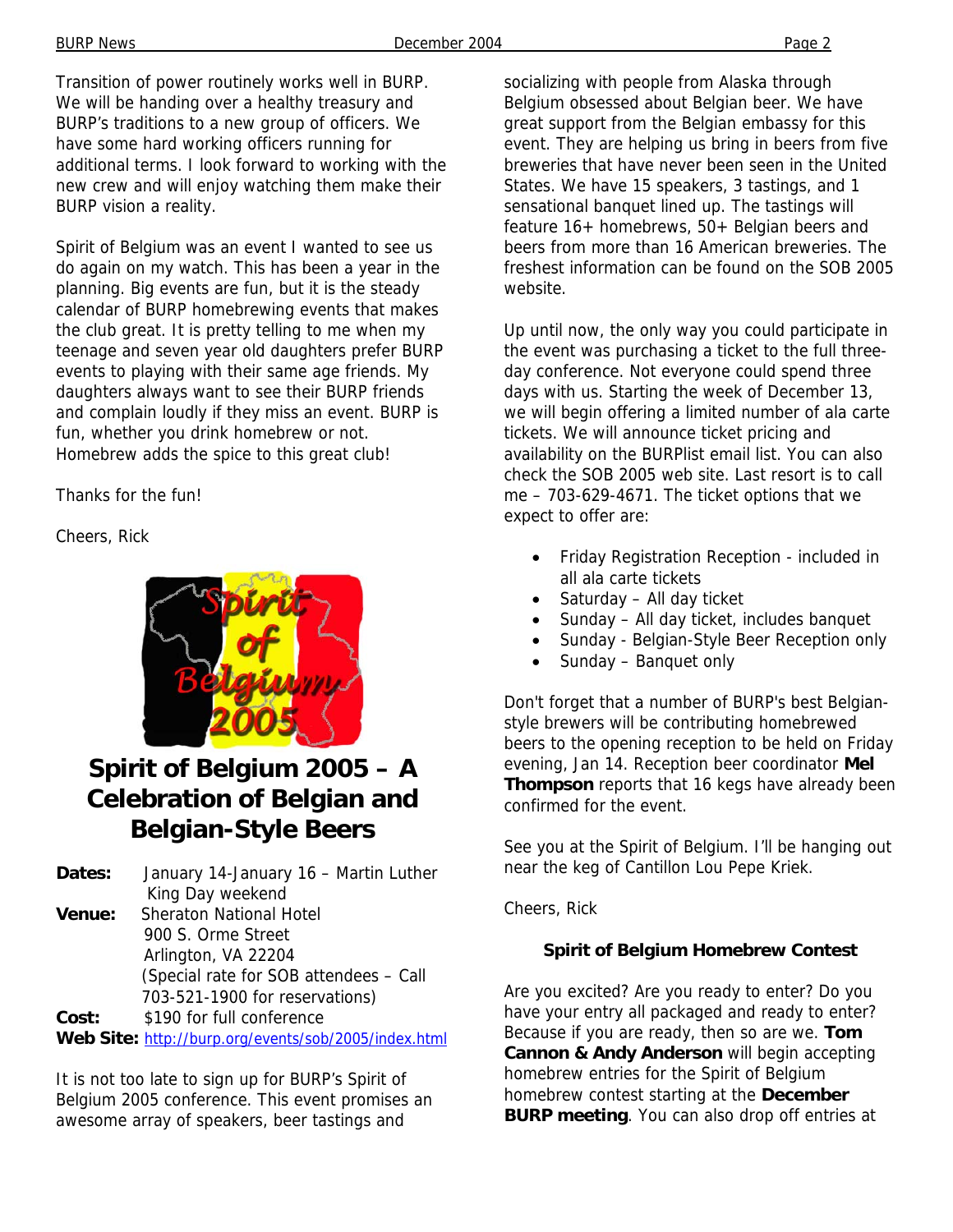Transition of power routinely works well in BURP. We will be handing over a healthy treasury and BURP's traditions to a new group of officers. We have some hard working officers running for additional terms. I look forward to working with the new crew and will enjoy watching them make their BURP vision a reality.

Spirit of Belgium was an event I wanted to see us do again on my watch. This has been a year in the planning. Big events are fun, but it is the steady calendar of BURP homebrewing events that makes the club great. It is pretty telling to me when my teenage and seven year old daughters prefer BURP events to playing with their same age friends. My daughters always want to see their BURP friends and complain loudly if they miss an event. BURP is fun, whether you drink homebrew or not. Homebrew adds the spice to this great club!

Thanks for the fun!

Cheers, Rick

## Spirit of Belgium 2005 – A Celebration of Belgian and Belgian-Style Beers

**Dates:** January 14-January 16 – Martin Luther King Day weekend
**Venue:** Sheraton National Hotel
900 S. Orme Street
Arlington, VA 22204
(Special rate for SOB attendees – Call 703-521-1900 for reservations)
**Cost:** $190 for full conference
**Web Site:** http://burp.org/events/sob/2005/index.html

It is not too late to sign up for BURP's Spirit of Belgium 2005 conference. This event promises an awesome array of speakers, beer tastings and socializing with people from Alaska through Belgium obsessed about Belgian beer. We have great support from the Belgian embassy for this event. They are helping us bring in beers from five breweries that have never been seen in the United States. We have 15 speakers, 3 tastings, and 1 sensational banquet lined up. The tastings will feature 16+ homebrews, 50+ Belgian beers and beers from more than 16 American breweries. The freshest information can be found on the SOB 2005 website.

Up until now, the only way you could participate in the event was purchasing a ticket to the full three-day conference. Not everyone could spend three days with us. Starting the week of December 13, we will begin offering a limited number of ala carte tickets. We will announce ticket pricing and availability on the BURPlist email list. You can also check the SOB 2005 web site. Last resort is to call me – 703-629-4671. The ticket options that we expect to offer are:

- Friday Registration Reception - included in all ala carte tickets
- Saturday – All day ticket
- Sunday – All day ticket, includes banquet
- Sunday - Belgian-Style Beer Reception only
- Sunday – Banquet only

Don't forget that a number of BURP's best Belgian-style brewers will be contributing homebrewed beers to the opening reception to be held on Friday evening, Jan 14. Reception beer coordinator **Mel Thompson** reports that 16 kegs have already been confirmed for the event.

See you at the Spirit of Belgium. I'll be hanging out near the keg of Cantillon Lou Pepe Kriek.

Cheers, Rick

### Spirit of Belgium Homebrew Contest

Are you excited? Are you ready to enter? Do you have your entry all packaged and ready to enter? Because if you are ready, then so are we. **Tom Cannon & Andy Anderson** will begin accepting homebrew entries for the Spirit of Belgium homebrew contest starting at the **December BURP meeting**. You can also drop off entries at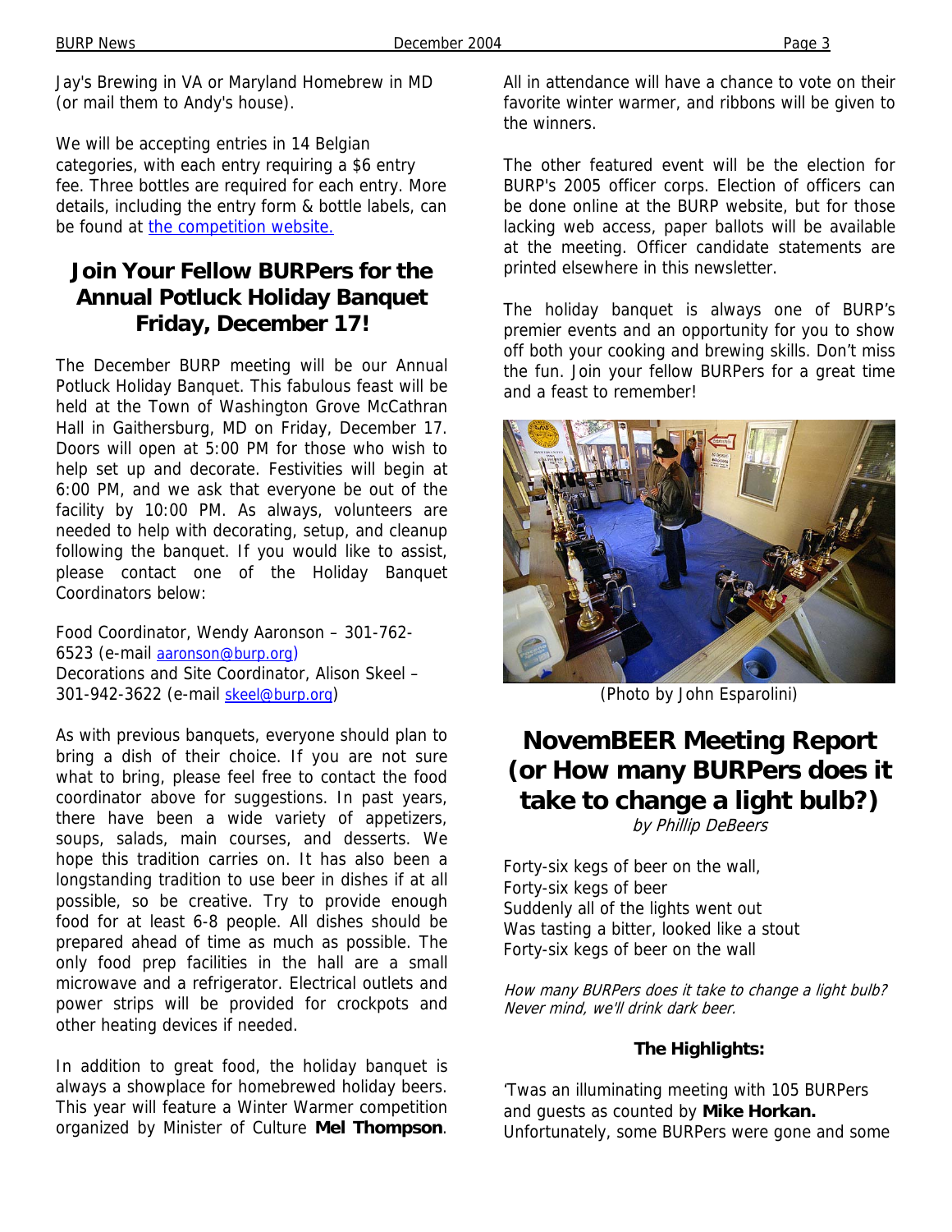Jay's Brewing in VA or Maryland Homebrew in MD (or mail them to Andy's house).

We will be accepting entries in 14 Belgian categories, with each entry requiring a $6 entry fee. Three bottles are required for each entry. More details, including the entry form & bottle labels, can be found at the competition website.

## Join Your Fellow BURPers for the Annual Potluck Holiday Banquet Friday, December 17!

The December BURP meeting will be our Annual Potluck Holiday Banquet. This fabulous feast will be held at the Town of Washington Grove McCathran Hall in Gaithersburg, MD on Friday, December 17. Doors will open at 5:00 PM for those who wish to help set up and decorate. Festivities will begin at 6:00 PM, and we ask that everyone be out of the facility by 10:00 PM. As always, volunteers are needed to help with decorating, setup, and cleanup following the banquet. If you would like to assist, please contact one of the Holiday Banquet Coordinators below:

Food Coordinator, Wendy Aaronson – 301-762-6523 (e-mail aaronson@burp.org)
Decorations and Site Coordinator, Alison Skeel – 301-942-3622 (e-mail skeel@burp.org)

As with previous banquets, everyone should plan to bring a dish of their choice. If you are not sure what to bring, please feel free to contact the food coordinator above for suggestions. In past years, there have been a wide variety of appetizers, soups, salads, main courses, and desserts. We hope this tradition carries on. It has also been a longstanding tradition to use beer in dishes if at all possible, so be creative. Try to provide enough food for at least 6-8 people. All dishes should be prepared ahead of time as much as possible. The only food prep facilities in the hall are a small microwave and a refrigerator. Electrical outlets and power strips will be provided for crockpots and other heating devices if needed.

In addition to great food, the holiday banquet is always a showplace for homebrewed holiday beers. This year will feature a Winter Warmer competition organized by Minister of Culture **Mel Thompson**. All in attendance will have a chance to vote on their favorite winter warmer, and ribbons will be given to the winners.

The other featured event will be the election for BURP's 2005 officer corps. Election of officers can be done online at the BURP website, but for those lacking web access, paper ballots will be available at the meeting. Officer candidate statements are printed elsewhere in this newsletter.

The holiday banquet is always one of BURP's premier events and an opportunity for you to show off both your cooking and brewing skills. Don't miss the fun. Join your fellow BURPers for a great time and a feast to remember!

(Photo by John Esparolini)

## NovemBEER Meeting Report (or How many BURPers does it take to change a light bulb?)

*by Phillip DeBeers*

Forty-six kegs of beer on the wall,
Forty-six kegs of beer
Suddenly all of the lights went out
Was tasting a bitter, looked like a stout
Forty-six kegs of beer on the wall

*How many BURPers does it take to change a light bulb? Never mind, we'll drink dark beer.*

**The Highlights:**

'Twas an illuminating meeting with 105 BURPers and guests as counted by **Mike Horkan.** Unfortunately, some BURPers were gone and some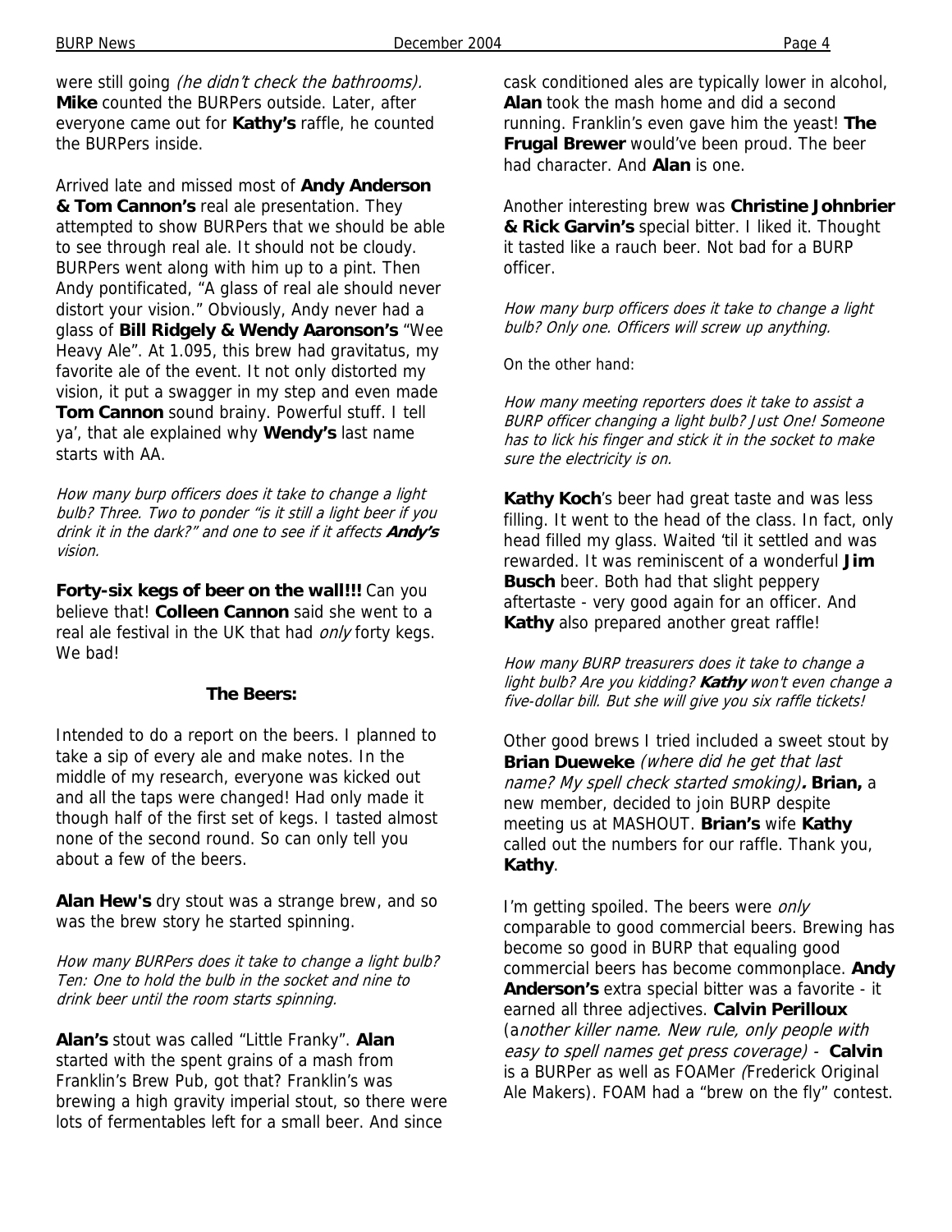were still going *(he didn't check the bathrooms).* **Mike** counted the BURPers outside. Later, after everyone came out for **Kathy's** raffle, he counted the BURPers inside.

Arrived late and missed most of **Andy Anderson & Tom Cannon's** real ale presentation. They attempted to show BURPers that we should be able to see through real ale. It should not be cloudy. BURPers went along with him up to a pint. Then Andy pontificated, "A glass of real ale should never distort your vision." Obviously, Andy never had a glass of **Bill Ridgely & Wendy Aaronson's** "Wee Heavy Ale". At 1.095, this brew had gravitatus, my favorite ale of the event. It not only distorted my vision, it put a swagger in my step and even made **Tom Cannon** sound brainy. Powerful stuff. I tell ya', that ale explained why **Wendy's** last name starts with AA.

*How many burp officers does it take to change a light bulb? Three. Two to ponder "is it still a light beer if you drink it in the dark?" and one to see if it affects **Andy's** vision.*

**Forty-six kegs of beer on the wall!!!** Can you believe that! **Colleen Cannon** said she went to a real ale festival in the UK that had *only* forty kegs. We bad!

### The Beers:

Intended to do a report on the beers. I planned to take a sip of every ale and make notes. In the middle of my research, everyone was kicked out and all the taps were changed! Had only made it though half of the first set of kegs. I tasted almost none of the second round. So can only tell you about a few of the beers.

**Alan Hew's** dry stout was a strange brew, and so was the brew story he started spinning.

*How many BURPers does it take to change a light bulb? Ten: One to hold the bulb in the socket and nine to drink beer until the room starts spinning.*

**Alan's** stout was called "Little Franky". **Alan** started with the spent grains of a mash from Franklin's Brew Pub, got that? Franklin's was brewing a high gravity imperial stout, so there were lots of fermentables left for a small beer. And since cask conditioned ales are typically lower in alcohol, **Alan** took the mash home and did a second running. Franklin's even gave him the yeast! **The Frugal Brewer** would've been proud. The beer had character. And **Alan** is one.

Another interesting brew was **Christine Johnbrier & Rick Garvin's** special bitter. I liked it. Thought it tasted like a rauch beer. Not bad for a BURP officer.

*How many burp officers does it take to change a light bulb? Only one. Officers will screw up anything.*

On the other hand:

*How many meeting reporters does it take to assist a BURP officer changing a light bulb? Just One! Someone has to lick his finger and stick it in the socket to make sure the electricity is on.*

**Kathy Koch**'s beer had great taste and was less filling. It went to the head of the class. In fact, only head filled my glass. Waited 'til it settled and was rewarded. It was reminiscent of a wonderful **Jim Busch** beer. Both had that slight peppery aftertaste - very good again for an officer. And **Kathy** also prepared another great raffle!

*How many BURP treasurers does it take to change a light bulb? Are you kidding? **Kathy** won't even change a five-dollar bill. But she will give you six raffle tickets!*

Other good brews I tried included a sweet stout by **Brian Dueweke** *(where did he get that last name? My spell check started smoking)***. Brian,** a new member, decided to join BURP despite meeting us at MASHOUT. **Brian's** wife **Kathy** called out the numbers for our raffle. Thank you, **Kathy**.

I'm getting spoiled. The beers were *only* comparable to good commercial beers. Brewing has become so good in BURP that equaling good commercial beers has become commonplace. **Andy Anderson's** extra special bitter was a favorite - it earned all three adjectives. **Calvin Perilloux** (a*nother killer name. New rule, only people with easy to spell names get press coverage)* - **Calvin** is a BURPer as well as FOAMer *(*Frederick Original Ale Makers). FOAM had a "brew on the fly" contest.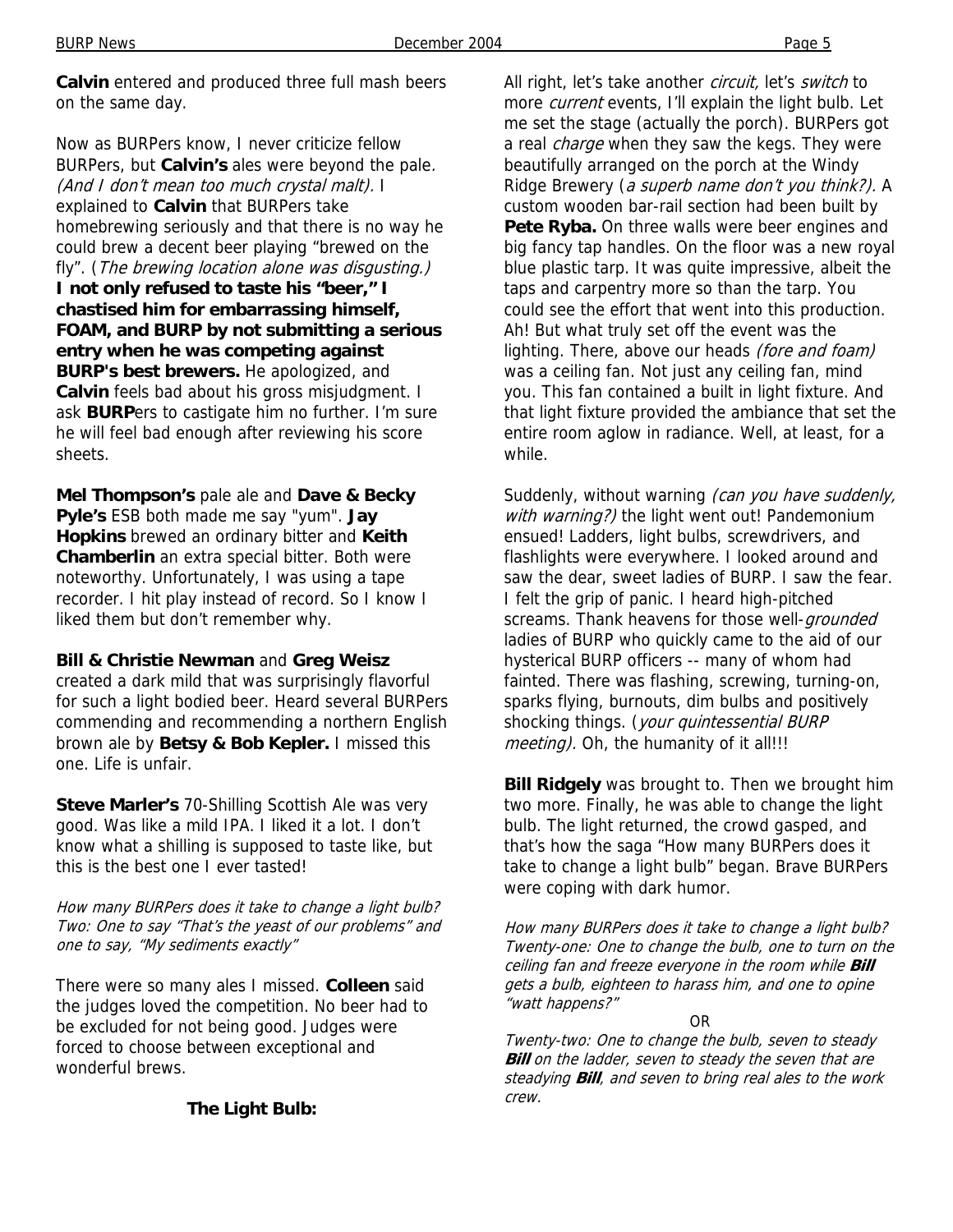**Calvin** entered and produced three full mash beers on the same day.

Now as BURPers know, I never criticize fellow BURPers, but **Calvin's** ales were beyond the pale. *(And I don't mean too much crystal malt).* I explained to **Calvin** that BURPers take homebrewing seriously and that there is no way he could brew a decent beer playing "brewed on the fly". (*The brewing location alone was disgusting.)* **I not only refused to taste his "beer," I chastised him for embarrassing himself, FOAM, and BURP by not submitting a serious entry when he was competing against BURP's best brewers.** He apologized, and **Calvin** feels bad about his gross misjudgment. I ask **BURP**ers to castigate him no further. I'm sure he will feel bad enough after reviewing his score sheets.

**Mel Thompson's** pale ale and **Dave & Becky Pyle's** ESB both made me say "yum". **Jay Hopkins** brewed an ordinary bitter and **Keith Chamberlin** an extra special bitter. Both were noteworthy. Unfortunately, I was using a tape recorder. I hit play instead of record. So I know I liked them but don't remember why.

**Bill & Christie Newman** and **Greg Weisz** created a dark mild that was surprisingly flavorful for such a light bodied beer. Heard several BURPers commending and recommending a northern English brown ale by **Betsy & Bob Kepler.** I missed this one. Life is unfair.

**Steve Marler's** 70-Shilling Scottish Ale was very good. Was like a mild IPA. I liked it a lot. I don't know what a shilling is supposed to taste like, but this is the best one I ever tasted!

*How many BURPers does it take to change a light bulb? Two: One to say "That's the yeast of our problems" and one to say, "My sediments exactly"*

There were so many ales I missed. **Colleen** said the judges loved the competition. No beer had to be excluded for not being good. Judges were forced to choose between exceptional and wonderful brews.

**The Light Bulb:**

All right, let's take another *circuit,* let's *switch* to more *current* events, I'll explain the light bulb. Let me set the stage (actually the porch). BURPers got a real *charge* when they saw the kegs. They were beautifully arranged on the porch at the Windy Ridge Brewery (*a superb name don't you think?).* A custom wooden bar-rail section had been built by **Pete Ryba.** On three walls were beer engines and big fancy tap handles. On the floor was a new royal blue plastic tarp. It was quite impressive, albeit the taps and carpentry more so than the tarp. You could see the effort that went into this production. Ah! But what truly set off the event was the lighting. There, above our heads *(fore and foam)* was a ceiling fan. Not just any ceiling fan, mind you. This fan contained a built in light fixture. And that light fixture provided the ambiance that set the entire room aglow in radiance. Well, at least, for a while.

Suddenly, without warning *(can you have suddenly, with warning?)* the light went out! Pandemonium ensued! Ladders, light bulbs, screwdrivers, and flashlights were everywhere. I looked around and saw the dear, sweet ladies of BURP. I saw the fear. I felt the grip of panic. I heard high-pitched screams. Thank heavens for those well-*grounded* ladies of BURP who quickly came to the aid of our hysterical BURP officers -- many of whom had fainted. There was flashing, screwing, turning-on, sparks flying, burnouts, dim bulbs and positively shocking things. (*your quintessential BURP meeting).* Oh, the humanity of it all!!!

**Bill Ridgely** was brought to. Then we brought him two more. Finally, he was able to change the light bulb. The light returned, the crowd gasped, and that's how the saga "How many BURPers does it take to change a light bulb" began. Brave BURPers were coping with dark humor.

*How many BURPers does it take to change a light bulb? Twenty-one: One to change the bulb, one to turn on the ceiling fan and freeze everyone in the room while* ***Bill*** *gets a bulb, eighteen to harass him, and one to opine "watt happens?"*

OR

*Twenty-two: One to change the bulb, seven to steady* ***Bill*** *on the ladder, seven to steady the seven that are steadying* ***Bill****, and seven to bring real ales to the work crew.*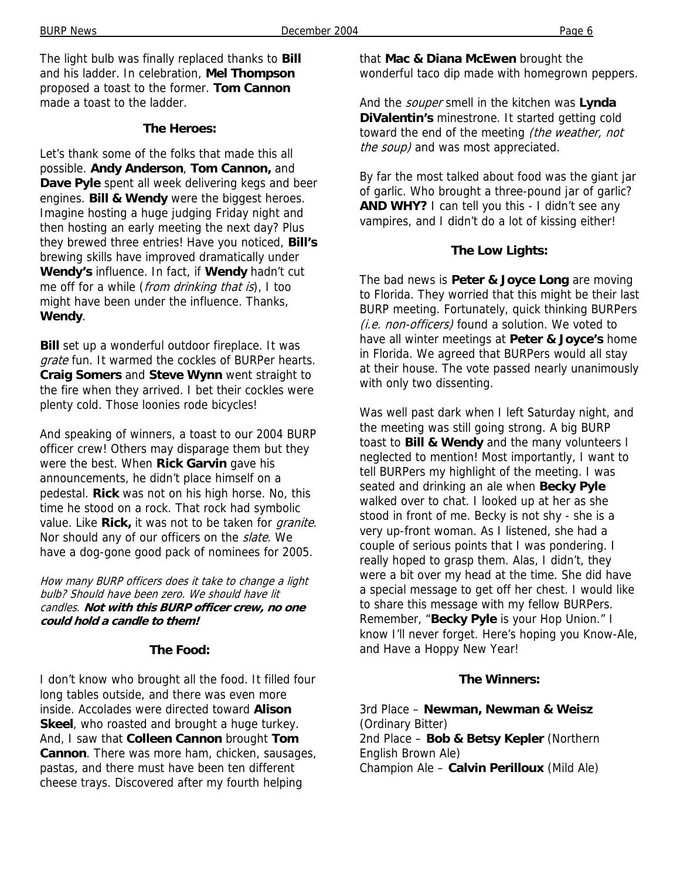The light bulb was finally replaced thanks to **Bill** and his ladder. In celebration, **Mel Thompson** proposed a toast to the former. **Tom Cannon** made a toast to the ladder.

### The Heroes:

Let's thank some of the folks that made this all possible. **Andy Anderson**, **Tom Cannon,** and **Dave Pyle** spent all week delivering kegs and beer engines. **Bill & Wendy** were the biggest heroes. Imagine hosting a huge judging Friday night and then hosting an early meeting the next day? Plus they brewed three entries! Have you noticed, **Bill's** brewing skills have improved dramatically under **Wendy's** influence. In fact, if **Wendy** hadn't cut me off for a while (*from drinking that is*), I too might have been under the influence. Thanks, **Wendy**.

**Bill** set up a wonderful outdoor fireplace. It was *grate* fun. It warmed the cockles of BURPer hearts. **Craig Somers** and **Steve Wynn** went straight to the fire when they arrived. I bet their cockles were plenty cold. Those loonies rode bicycles!

And speaking of winners, a toast to our 2004 BURP officer crew! Others may disparage them but they were the best. When **Rick Garvin** gave his announcements, he didn't place himself on a pedestal. **Rick** was not on his high horse. No, this time he stood on a rock. That rock had symbolic value. Like **Rick,** it was not to be taken for *granite*. Nor should any of our officers on the *slate*. We have a dog-gone good pack of nominees for 2005.

*How many BURP officers does it take to change a light bulb? Should have been zero. We should have lit candles.* ***Not with this BURP officer crew, no one could hold a candle to them!***

### The Food:

I don't know who brought all the food. It filled four long tables outside, and there was even more inside. Accolades were directed toward **Alison Skeel**, who roasted and brought a huge turkey. And, I saw that **Colleen Cannon** brought **Tom Cannon**. There was more ham, chicken, sausages, pastas, and there must have been ten different cheese trays. Discovered after my fourth helping that **Mac & Diana McEwen** brought the wonderful taco dip made with homegrown peppers.

And the *souper* smell in the kitchen was **Lynda DiValentin's** minestrone. It started getting cold toward the end of the meeting *(the weather, not the soup)* and was most appreciated.

By far the most talked about food was the giant jar of garlic. Who brought a three-pound jar of garlic? **AND WHY?** I can tell you this - I didn't see any vampires, and I didn't do a lot of kissing either!

### The Low Lights:

The bad news is **Peter & Joyce Long** are moving to Florida. They worried that this might be their last BURP meeting. Fortunately, quick thinking BURPers *(i.e. non-officers)* found a solution. We voted to have all winter meetings at **Peter & Joyce's** home in Florida. We agreed that BURPers would all stay at their house. The vote passed nearly unanimously with only two dissenting.

Was well past dark when I left Saturday night, and the meeting was still going strong. A big BURP toast to **Bill & Wendy** and the many volunteers I neglected to mention! Most importantly, I want to tell BURPers my highlight of the meeting. I was seated and drinking an ale when **Becky Pyle** walked over to chat. I looked up at her as she stood in front of me. Becky is not shy - she is a very up-front woman. As I listened, she had a couple of serious points that I was pondering. I really hoped to grasp them. Alas, I didn't, they were a bit over my head at the time. She did have a special message to get off her chest. I would like to share this message with my fellow BURPers. Remember, "**Becky Pyle** is your Hop Union." I know I'll never forget. Here's hoping you Know-Ale, and Have a Hoppy New Year!

### The Winners:

3rd Place – **Newman, Newman & Weisz** (Ordinary Bitter)
2nd Place – **Bob & Betsy Kepler** (Northern English Brown Ale)
Champion Ale – **Calvin Perilloux** (Mild Ale)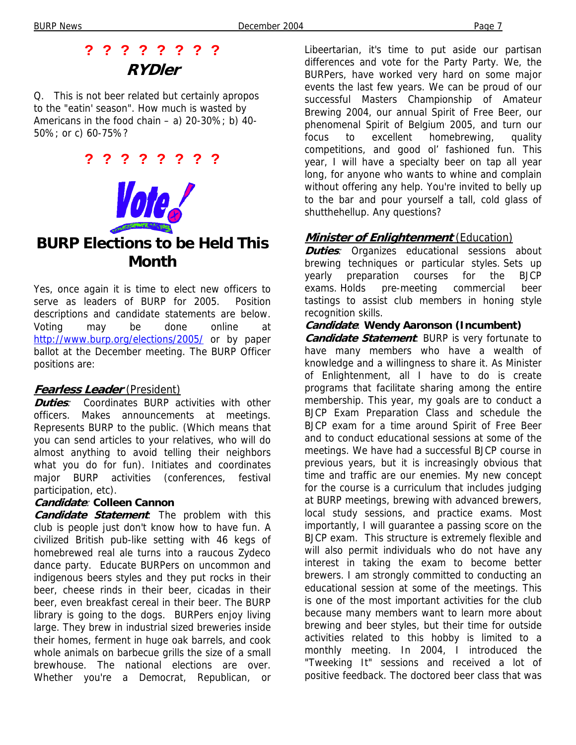**? ? ? ? ? ? ? ?**

## RYDler

Q. This is not beer related but certainly apropos to the "eatin' season". How much is wasted by Americans in the food chain – a) 20-30%; b) 40-50%; or c) 60-75%?

**? ? ? ? ? ? ? ?**

Vote!

# BURP Elections to be Held This Month

Yes, once again it is time to elect new officers to serve as leaders of BURP for 2005. Position descriptions and candidate statements are below. Voting may be done online at http://www.burp.org/elections/2005/ or by paper ballot at the December meeting. The BURP Officer positions are:

### *Fearless Leader* (President)

***Duties***: Coordinates BURP activities with other officers. Makes announcements at meetings. Represents BURP to the public. (Which means that you can send articles to your relatives, who will do almost anything to avoid telling their neighbors what you do for fun). Initiates and coordinates major BURP activities (conferences, festival participation, etc).

***Candidate***: **Colleen Cannon**

***Candidate Statement***: The problem with this club is people just don't know how to have fun. A civilized British pub-like setting with 46 kegs of homebrewed real ale turns into a raucous Zydeco dance party. Educate BURPers on uncommon and indigenous beers styles and they put rocks in their beer, cheese rinds in their beer, cicadas in their beer, even breakfast cereal in their beer. The BURP library is going to the dogs. BURPers enjoy living large. They brew in industrial sized breweries inside their homes, ferment in huge oak barrels, and cook whole animals on barbecue grills the size of a small brewhouse. The national elections are over. Whether you're a Democrat, Republican, or Libeertarian, it's time to put aside our partisan differences and vote for the Party Party. We, the BURPers, have worked very hard on some major events the last few years. We can be proud of our successful Masters Championship of Amateur Brewing 2004, our annual Spirit of Free Beer, our phenomenal Spirit of Belgium 2005, and turn our focus to excellent homebrewing, quality competitions, and good ol' fashioned fun. This year, I will have a specialty beer on tap all year long, for anyone who wants to whine and complain without offering any help. You're invited to belly up to the bar and pour yourself a tall, cold glass of shutthehellup. Any questions?

### *Minister of Enlightenment* (Education)

***Duties***: Organizes educational sessions about brewing techniques or particular styles. Sets up yearly preparation courses for the BJCP exams. Holds pre-meeting commercial beer tastings to assist club members in honing style recognition skills.

***Candidate***: **Wendy Aaronson (Incumbent)**

***Candidate Statement***: BURP is very fortunate to have many members who have a wealth of knowledge and a willingness to share it. As Minister of Enlightenment, all I have to do is create programs that facilitate sharing among the entire membership. This year, my goals are to conduct a BJCP Exam Preparation Class and schedule the BJCP exam for a time around Spirit of Free Beer and to conduct educational sessions at some of the meetings. We have had a successful BJCP course in previous years, but it is increasingly obvious that time and traffic are our enemies. My new concept for the course is a curriculum that includes judging at BURP meetings, brewing with advanced brewers, local study sessions, and practice exams. Most importantly, I will guarantee a passing score on the BJCP exam. This structure is extremely flexible and will also permit individuals who do not have any interest in taking the exam to become better brewers. I am strongly committed to conducting an educational session at some of the meetings. This is one of the most important activities for the club because many members want to learn more about brewing and beer styles, but their time for outside activities related to this hobby is limited to a monthly meeting. In 2004, I introduced the "Tweeking It" sessions and received a lot of positive feedback. The doctored beer class that was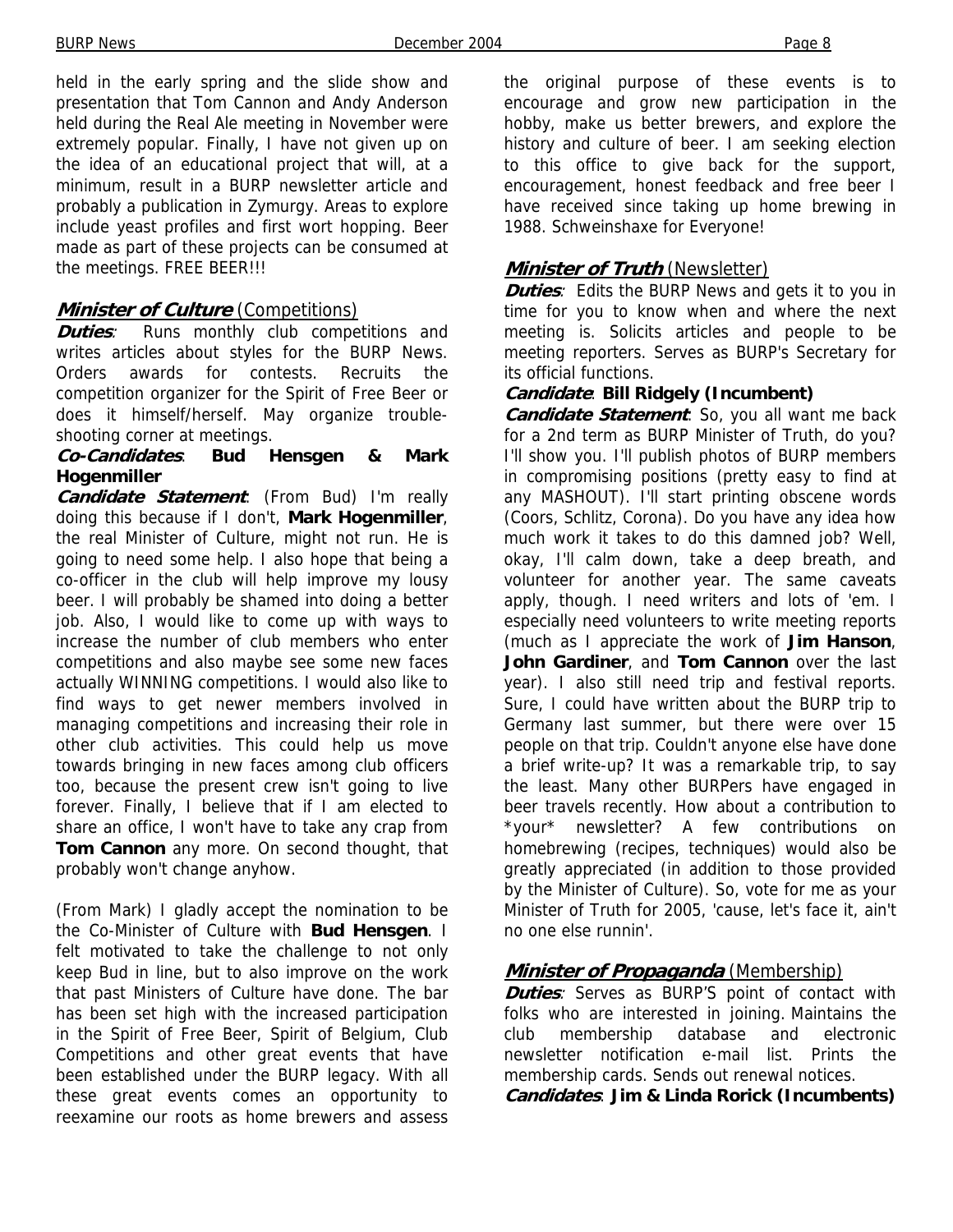held in the early spring and the slide show and presentation that Tom Cannon and Andy Anderson held during the Real Ale meeting in November were extremely popular. Finally, I have not given up on the idea of an educational project that will, at a minimum, result in a BURP newsletter article and probably a publication in Zymurgy. Areas to explore include yeast profiles and first wort hopping. Beer made as part of these projects can be consumed at the meetings. FREE BEER!!!

## ***Minister of Culture*** (Competitions)

***Duties***: Runs monthly club competitions and writes articles about styles for the BURP News. Orders awards for contests. Recruits the competition organizer for the Spirit of Free Beer or does it himself/herself. May organize trouble-shooting corner at meetings.

***Co-Candidates***: **Bud Hensgen & Mark Hogenmiller**

***Candidate Statement***: (From Bud) I'm really doing this because if I don't, **Mark Hogenmiller**, the real Minister of Culture, might not run. He is going to need some help. I also hope that being a co-officer in the club will help improve my lousy beer. I will probably be shamed into doing a better job. Also, I would like to come up with ways to increase the number of club members who enter competitions and also maybe see some new faces actually WINNING competitions. I would also like to find ways to get newer members involved in managing competitions and increasing their role in other club activities. This could help us move towards bringing in new faces among club officers too, because the present crew isn't going to live forever. Finally, I believe that if I am elected to share an office, I won't have to take any crap from **Tom Cannon** any more. On second thought, that probably won't change anyhow.

(From Mark) I gladly accept the nomination to be the Co-Minister of Culture with **Bud Hensgen**. I felt motivated to take the challenge to not only keep Bud in line, but to also improve on the work that past Ministers of Culture have done. The bar has been set high with the increased participation in the Spirit of Free Beer, Spirit of Belgium, Club Competitions and other great events that have been established under the BURP legacy. With all these great events comes an opportunity to reexamine our roots as home brewers and assess the original purpose of these events is to encourage and grow new participation in the hobby, make us better brewers, and explore the history and culture of beer. I am seeking election to this office to give back for the support, encouragement, honest feedback and free beer I have received since taking up home brewing in 1988. Schweinshaxe for Everyone!

## ***Minister of Truth*** (Newsletter)

***Duties***: Edits the BURP News and gets it to you in time for you to know when and where the next meeting is. Solicits articles and people to be meeting reporters. Serves as BURP's Secretary for its official functions.

***Candidate***: **Bill Ridgely (Incumbent)**

***Candidate Statement***: So, you all want me back for a 2nd term as BURP Minister of Truth, do you? I'll show you. I'll publish photos of BURP members in compromising positions (pretty easy to find at any MASHOUT). I'll start printing obscene words (Coors, Schlitz, Corona). Do you have any idea how much work it takes to do this damned job? Well, okay, I'll calm down, take a deep breath, and volunteer for another year. The same caveats apply, though. I need writers and lots of 'em. I especially need volunteers to write meeting reports (much as I appreciate the work of **Jim Hanson**, **John Gardiner**, and **Tom Cannon** over the last year). I also still need trip and festival reports. Sure, I could have written about the BURP trip to Germany last summer, but there were over 15 people on that trip. Couldn't anyone else have done a brief write-up? It was a remarkable trip, to say the least. Many other BURPers have engaged in beer travels recently. How about a contribution to *your* newsletter? A few contributions on homebrewing (recipes, techniques) would also be greatly appreciated (in addition to those provided by the Minister of Culture). So, vote for me as your Minister of Truth for 2005, 'cause, let's face it, ain't no one else runnin'.

## ***Minister of Propaganda*** (Membership)

***Duties***: Serves as BURP'S point of contact with folks who are interested in joining. Maintains the club membership database and electronic newsletter notification e-mail list. Prints the membership cards. Sends out renewal notices.

***Candidates***: **Jim & Linda Rorick (Incumbents)**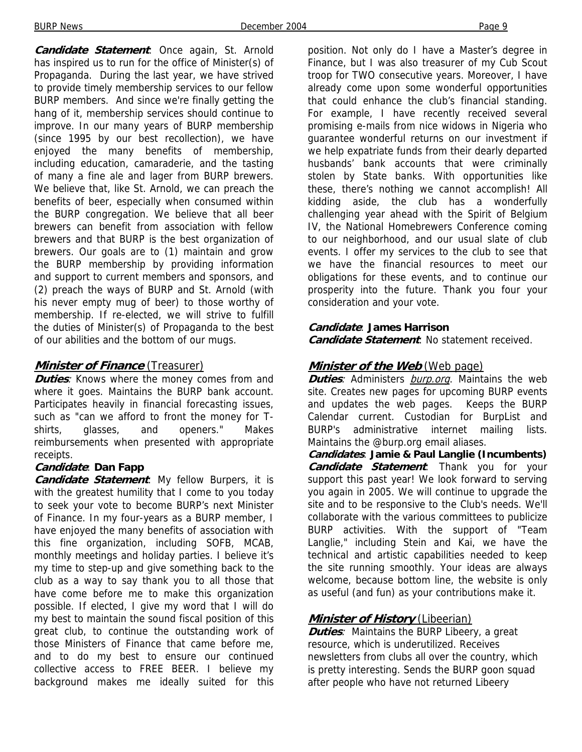***Candidate Statement***: Once again, St. Arnold has inspired us to run for the office of Minister(s) of Propaganda. During the last year, we have strived to provide timely membership services to our fellow BURP members. And since we're finally getting the hang of it, membership services should continue to improve. In our many years of BURP membership (since 1995 by our best recollection), we have enjoyed the many benefits of membership, including education, camaraderie, and the tasting of many a fine ale and lager from BURP brewers. We believe that, like St. Arnold, we can preach the benefits of beer, especially when consumed within the BURP congregation. We believe that all beer brewers can benefit from association with fellow brewers and that BURP is the best organization of brewers. Our goals are to (1) maintain and grow the BURP membership by providing information and support to current members and sponsors, and (2) preach the ways of BURP and St. Arnold (with his never empty mug of beer) to those worthy of membership. If re-elected, we will strive to fulfill the duties of Minister(s) of Propaganda to the best of our abilities and the bottom of our mugs.

## ***Minister of Finance*** (Treasurer)

***Duties***: Knows where the money comes from and where it goes. Maintains the BURP bank account. Participates heavily in financial forecasting issues, such as "can we afford to front the money for T-shirts, glasses, and openers." Makes reimbursements when presented with appropriate receipts.

***Candidate***: **Dan Fapp**

***Candidate Statement***: My fellow Burpers, it is with the greatest humility that I come to you today to seek your vote to become BURP's next Minister of Finance. In my four-years as a BURP member, I have enjoyed the many benefits of association with this fine organization, including SOFB, MCAB, monthly meetings and holiday parties. I believe it's my time to step-up and give something back to the club as a way to say thank you to all those that have come before me to make this organization possible. If elected, I give my word that I will do my best to maintain the sound fiscal position of this great club, to continue the outstanding work of those Ministers of Finance that came before me, and to do my best to ensure our continued collective access to FREE BEER. I believe my background makes me ideally suited for this position. Not only do I have a Master's degree in Finance, but I was also treasurer of my Cub Scout troop for TWO consecutive years. Moreover, I have already come upon some wonderful opportunities that could enhance the club's financial standing. For example, I have recently received several promising e-mails from nice widows in Nigeria who guarantee wonderful returns on our investment if we help expatriate funds from their dearly departed husbands' bank accounts that were criminally stolen by State banks. With opportunities like these, there's nothing we cannot accomplish! All kidding aside, the club has a wonderfully challenging year ahead with the Spirit of Belgium IV, the National Homebrewers Conference coming to our neighborhood, and our usual slate of club events. I offer my services to the club to see that we have the financial resources to meet our obligations for these events, and to continue our prosperity into the future. Thank you four your consideration and your vote.

***Candidate***: **James Harrison**

***Candidate Statement***: No statement received.

## ***Minister of the Web*** (Web page)

***Duties***: Administers *burp.org*. Maintains the web site. Creates new pages for upcoming BURP events and updates the web pages. Keeps the BURP Calendar current. Custodian for BurpList and BURP's administrative internet mailing lists. Maintains the @burp.org email aliases.

***Candidates***: **Jamie & Paul Langlie (Incumbents)**

***Candidate Statement***: Thank you for your support this past year! We look forward to serving you again in 2005. We will continue to upgrade the site and to be responsive to the Club's needs. We'll collaborate with the various committees to publicize BURP activities. With the support of "Team Langlie," including Stein and Kai, we have the technical and artistic capabilities needed to keep the site running smoothly. Your ideas are always welcome, because bottom line, the website is only as useful (and fun) as your contributions make it.

## ***Minister of History*** (Libeerian)

***Duties***: Maintains the BURP Libeery, a great resource, which is underutilized. Receives newsletters from clubs all over the country, which is pretty interesting. Sends the BURP goon squad after people who have not returned Libeery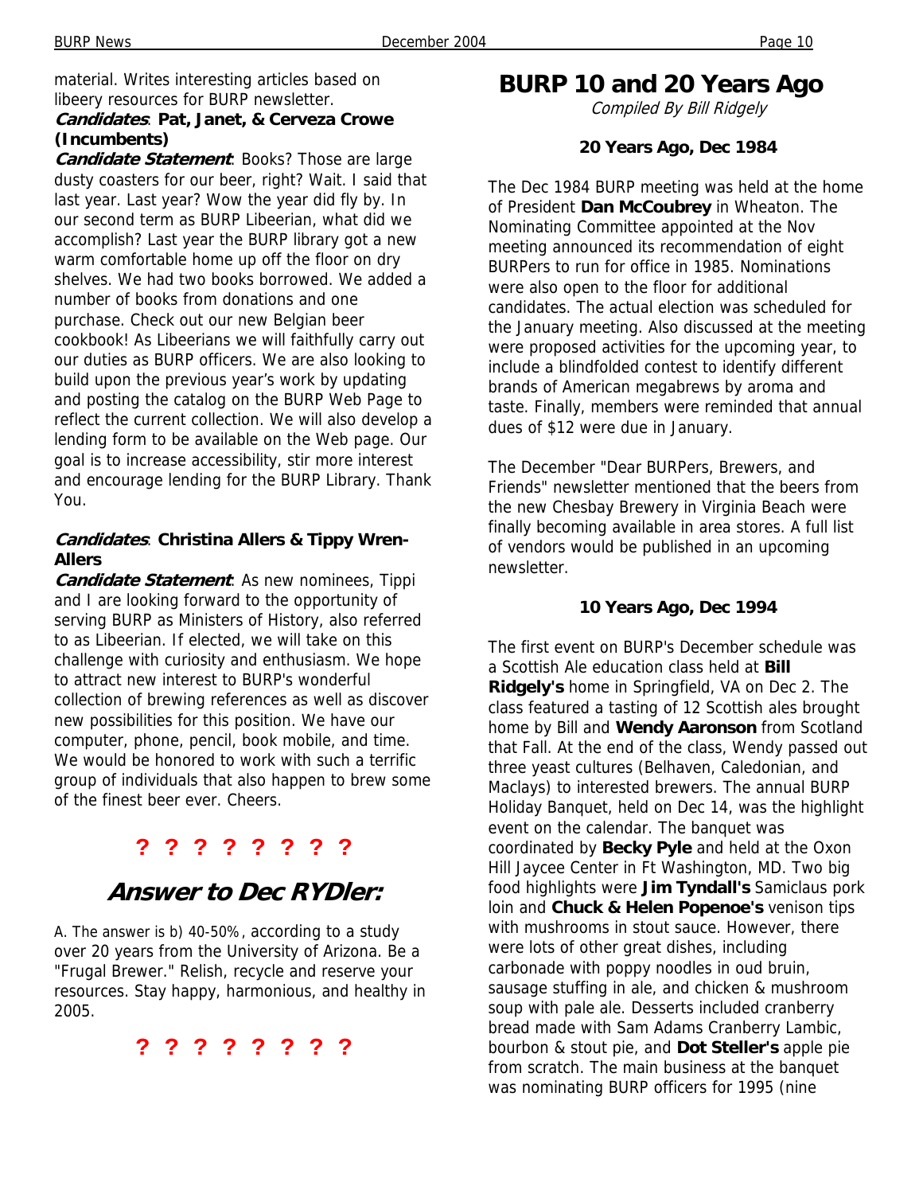material. Writes interesting articles based on libeery resources for BURP newsletter.

***Candidates***: **Pat, Janet, & Cerveza Crowe (Incumbents)**

***Candidate Statement***: Books? Those are large dusty coasters for our beer, right? Wait. I said that last year. Last year? Wow the year did fly by. In our second term as BURP Libeerian, what did we accomplish? Last year the BURP library got a new warm comfortable home up off the floor on dry shelves. We had two books borrowed. We added a number of books from donations and one purchase. Check out our new Belgian beer cookbook! As Libeerians we will faithfully carry out our duties as BURP officers. We are also looking to build upon the previous year's work by updating and posting the catalog on the BURP Web Page to reflect the current collection. We will also develop a lending form to be available on the Web page. Our goal is to increase accessibility, stir more interest and encourage lending for the BURP Library. Thank You.

***Candidates***: **Christina Allers & Tippy Wren-Allers**

***Candidate Statement***: As new nominees, Tippi and I are looking forward to the opportunity of serving BURP as Ministers of History, also referred to as Libeerian. If elected, we will take on this challenge with curiosity and enthusiasm. We hope to attract new interest to BURP's wonderful collection of brewing references as well as discover new possibilities for this position. We have our computer, phone, pencil, book mobile, and time. We would be honored to work with such a terrific group of individuals that also happen to brew some of the finest beer ever. Cheers.

**? ? ? ? ? ? ? ?**

## *Answer to Dec RYDler:*

A. The answer is b) 40-50%, according to a study over 20 years from the University of Arizona. Be a "Frugal Brewer." Relish, recycle and reserve your resources. Stay happy, harmonious, and healthy in 2005.

**? ? ? ? ? ? ? ?**

# BURP 10 and 20 Years Ago

*Compiled By Bill Ridgely*

### 20 Years Ago, Dec 1984

The Dec 1984 BURP meeting was held at the home of President **Dan McCoubrey** in Wheaton. The Nominating Committee appointed at the Nov meeting announced its recommendation of eight BURPers to run for office in 1985. Nominations were also open to the floor for additional candidates. The actual election was scheduled for the January meeting. Also discussed at the meeting were proposed activities for the upcoming year, to include a blindfolded contest to identify different brands of American megabrews by aroma and taste. Finally, members were reminded that annual dues of $12 were due in January.

The December "Dear BURPers, Brewers, and Friends" newsletter mentioned that the beers from the new Chesbay Brewery in Virginia Beach were finally becoming available in area stores. A full list of vendors would be published in an upcoming newsletter.

### 10 Years Ago, Dec 1994

The first event on BURP's December schedule was a Scottish Ale education class held at **Bill Ridgely's** home in Springfield, VA on Dec 2. The class featured a tasting of 12 Scottish ales brought home by Bill and **Wendy Aaronson** from Scotland that Fall. At the end of the class, Wendy passed out three yeast cultures (Belhaven, Caledonian, and Maclays) to interested brewers. The annual BURP Holiday Banquet, held on Dec 14, was the highlight event on the calendar. The banquet was coordinated by **Becky Pyle** and held at the Oxon Hill Jaycee Center in Ft Washington, MD. Two big food highlights were **Jim Tyndall's** Samiclaus pork loin and **Chuck & Helen Popenoe's** venison tips with mushrooms in stout sauce. However, there were lots of other great dishes, including carbonade with poppy noodles in oud bruin, sausage stuffing in ale, and chicken & mushroom soup with pale ale. Desserts included cranberry bread made with Sam Adams Cranberry Lambic, bourbon & stout pie, and **Dot Steller's** apple pie from scratch. The main business at the banquet was nominating BURP officers for 1995 (nine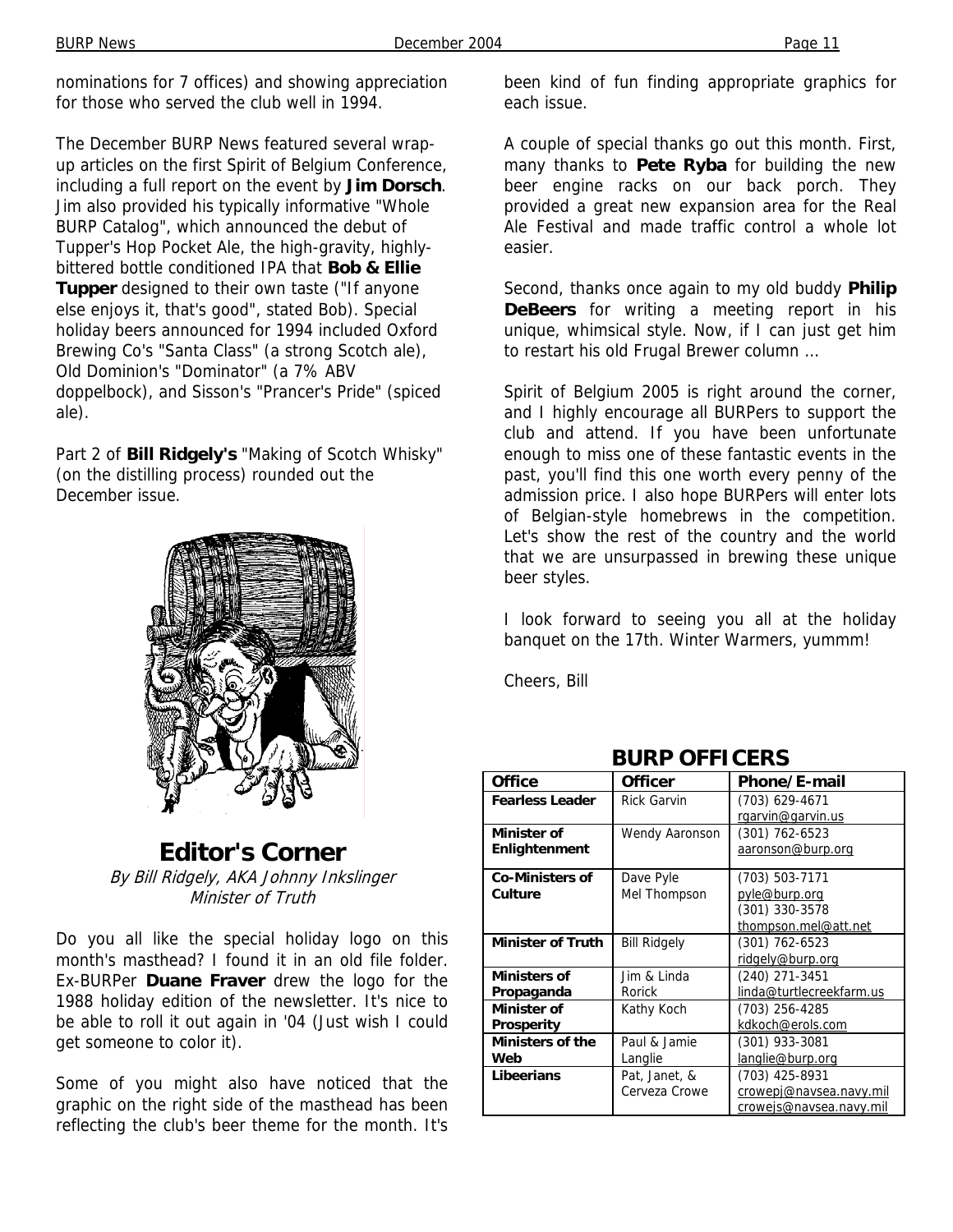nominations for 7 offices) and showing appreciation for those who served the club well in 1994.

The December BURP News featured several wrap-up articles on the first Spirit of Belgium Conference, including a full report on the event by **Jim Dorsch**. Jim also provided his typically informative "Whole BURP Catalog", which announced the debut of Tupper's Hop Pocket Ale, the high-gravity, highly-bittered bottle conditioned IPA that **Bob & Ellie Tupper** designed to their own taste ("If anyone else enjoys it, that's good", stated Bob). Special holiday beers announced for 1994 included Oxford Brewing Co's "Santa Class" (a strong Scotch ale), Old Dominion's "Dominator" (a 7% ABV doppelbock), and Sisson's "Prancer's Pride" (spiced ale).

Part 2 of **Bill Ridgely's** "Making of Scotch Whisky" (on the distilling process) rounded out the December issue.

## Editor's Corner

*By Bill Ridgely, AKA Johnny Inkslinger*
*Minister of Truth*

Do you all like the special holiday logo on this month's masthead? I found it in an old file folder. Ex-BURPer **Duane Fraver** drew the logo for the 1988 holiday edition of the newsletter. It's nice to be able to roll it out again in '04 (Just wish I could get someone to color it).

Some of you might also have noticed that the graphic on the right side of the masthead has been reflecting the club's beer theme for the month. It's been kind of fun finding appropriate graphics for each issue.

A couple of special thanks go out this month. First, many thanks to **Pete Ryba** for building the new beer engine racks on our back porch. They provided a great new expansion area for the Real Ale Festival and made traffic control a whole lot easier.

Second, thanks once again to my old buddy **Philip DeBeers** for writing a meeting report in his unique, whimsical style. Now, if I can just get him to restart his old Frugal Brewer column ...

Spirit of Belgium 2005 is right around the corner, and I highly encourage all BURPers to support the club and attend. If you have been unfortunate enough to miss one of these fantastic events in the past, you'll find this one worth every penny of the admission price. I also hope BURPers will enter lots of Belgian-style homebrews in the competition. Let's show the rest of the country and the world that we are unsurpassed in brewing these unique beer styles.

I look forward to seeing you all at the holiday banquet on the 17th. Winter Warmers, yummm!

Cheers, Bill

## BURP OFFICERS

| Office | Officer | Phone/E-mail |
|---|---|---|
| **Fearless Leader** | Rick Garvin | (703) 629-4671<br>rgarvin@garvin.us |
| **Minister of Enlightenment** | Wendy Aaronson | (301) 762-6523<br>aaronson@burp.org |
| **Co-Ministers of Culture** | Dave Pyle<br>Mel Thompson | (703) 503-7171<br>pyle@burp.org<br>(301) 330-3578<br>thompson.mel@att.net |
| **Minister of Truth** | Bill Ridgely | (301) 762-6523<br>ridgely@burp.org |
| **Ministers of Propaganda** | Jim & Linda Rorick | (240) 271-3451<br>linda@turtlecreekfarm.us |
| **Minister of Prosperity** | Kathy Koch | (703) 256-4285<br>kdkoch@erols.com |
| **Ministers of the Web** | Paul & Jamie Langlie | (301) 933-3081<br>langlie@burp.org |
| **Libeerians** | Pat, Janet, & Cerveza Crowe | (703) 425-8931<br>crowepj@navsea.navy.mil<br>crowejs@navsea.navy.mil |